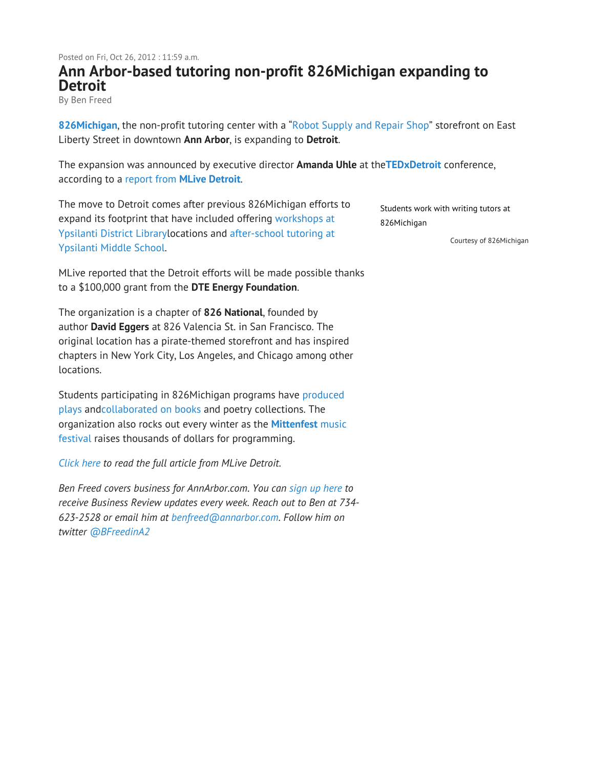Posted on Fri, Oct 26, 2012 : 11:59 a.m.

# Ann Arbor-based tutoring non-profit 826Michigan expanding to Detroit

By Ben Freed

**826Michigan**, the non-profit tutoring center with a "Robot Supply and Repair Shop" storefront on East Liberty Street in downtown **Ann Arbor**, is expanding to **Detroit**.

The expansion was announced by executive director **Amanda Uhle** at the **TEDxDetroit** conference, according to a report from **MLive Detroit**.

The move to Detroit comes after previous 826Michigan efforts to expand its footprint that have included offering workshops at Ypsilanti District Library locations and after-school tutoring at Ypsilanti Middle School.

Students work with writing tutors at 826Michigan

Courtesy of 826Michigan

MLive reported that the Detroit efforts will be made possible thanks to a $100,000 grant from the **DTE Energy Foundation**.

The organization is a chapter of **826 National**, founded by author **David Eggers** at 826 Valencia St. in San Francisco. The original location has a pirate-themed storefront and has inspired chapters in New York City, Los Angeles, and Chicago among other locations.

Students participating in 826Michigan programs have produced plays and collaborated on books and poetry collections. The organization also rocks out every winter as the **Mittenfest** music festival raises thousands of dollars for programming.

*Click here to read the full article from MLive Detroit.*

*Ben Freed covers business for AnnArbor.com. You can sign up here to receive Business Review updates every week. Reach out to Ben at 734-623-2528 or email him at benfreed@annarbor.com. Follow him on twitter @BFreedinA2*